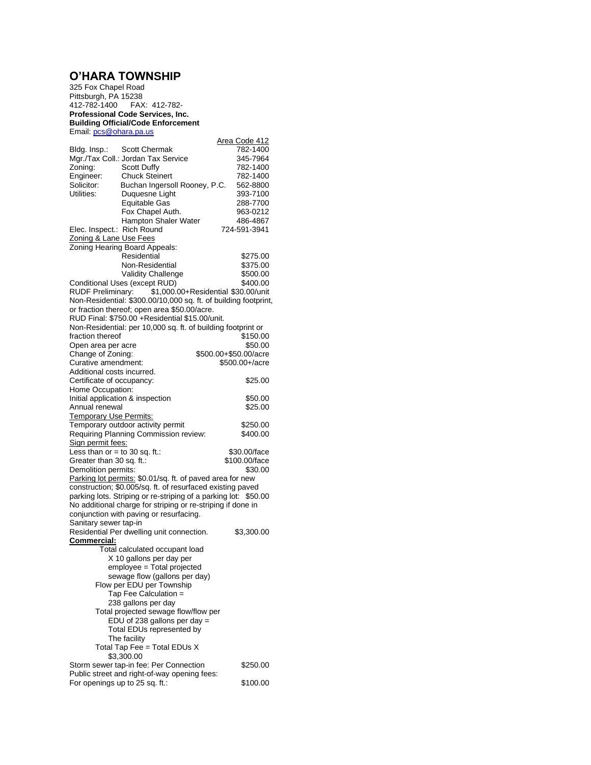# O'HARA TOWNSHIP

325 Fox Chapel Road
Pittsburgh, PA 15238
412-782-1400 FAX: 412-782-

**Professional Code Services, Inc.**
**Building Official/Code Enforcement**
Email: pcs@ohara.pa.us

| | | Area Code 412 |
|---|---|---|
| Bldg. Insp.: | Scott Chermak | 782-1400 |
| Mgr./Tax Coll.: | Jordan Tax Service | 345-7964 |
| Zoning: | Scott Duffy | 782-1400 |
| Engineer: | Chuck Steinert | 782-1400 |
| Solicitor: | Buchan Ingersoll Rooney, P.C. | 562-8800 |
| Utilities: | Duquesne Light | 393-7100 |
| | Equitable Gas | 288-7700 |
| | Fox Chapel Auth. | 963-0212 |
| | Hampton Shaler Water | 486-4867 |
| Elec. Inspect.: | Rich Round | 724-591-3941 |

Zoning & Lane Use Fees

Zoning Hearing Board Appeals:

| | |
|---|---|
| Residential | $275.00 |
| Non-Residential | $375.00 |
| Validity Challenge | $500.00 |
| Conditional Uses (except RUD) | $400.00 |

RUDF Preliminary: $1,000.00+Residential $30.00/unit
Non-Residential: $300.00/10,000 sq. ft. of building footprint, or fraction thereof; open area $50.00/acre.
RUD Final: $750.00 +Residential $15.00/unit.
Non-Residential: per 10,000 sq. ft. of building footprint or fraction thereof $150.00

| | |
|---|---|
| Open area per acre | $50.00 |
| Change of Zoning: | $500.00+$50.00/acre |
| Curative amendment: | $500.00+/acre |

Additional costs incurred.

| | |
|---|---|
| Certificate of occupancy: | $25.00 |

Home Occupation:

| | |
|---|---|
| Initial application & inspection | $50.00 |
| Annual renewal | $25.00 |

Temporary Use Permits:

| | |
|---|---|
| Temporary outdoor activity permit | $250.00 |
| Requiring Planning Commission review: | $400.00 |

Sign permit fees:

| | |
|---|---|
| Less than or = to 30 sq. ft.: | $30.00/face |
| Greater than 30 sq. ft.: | $100.00/face |
| Demolition permits: | $30.00 |

Parking lot permits: $0.01/sq. ft. of paved area for new construction; $0.005/sq. ft. of resurfaced existing paved parking lots. Striping or re-striping of a parking lot: $50.00
No additional charge for striping or re-striping if done in conjunction with paving or resurfacing.

Sanitary sewer tap-in
Residential Per dwelling unit connection. $3,300.00

**Commercial:**

Total calculated occupant load X 10 gallons per day per employee = Total projected sewage flow (gallons per day)

Flow per EDU per Township Tap Fee Calculation = 238 gallons per day

Total projected sewage flow/flow per EDU of 238 gallons per day = Total EDUs represented by The facility

Total Tap Fee = Total EDUs X $3,300.00

Storm sewer tap-in fee: Per Connection $250.00

Public street and right-of-way opening fees:

For openings up to 25 sq. ft.: $100.00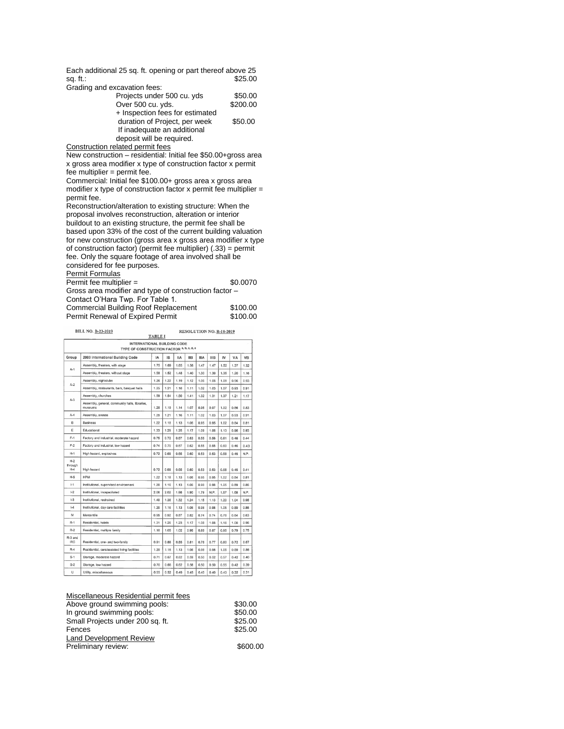Each additional 25 sq. ft. opening or part thereof above 25 sq. ft.: $25.00

Grading and excavation fees:

- Projects under 500 cu. yds $50.00
- Over 500 cu. yds. $200.00
- + Inspection fees for estimated duration of Project, per week $50.00
- If inadequate an additional deposit will be required.

Construction related permit fees

New construction – residential: Initial fee $50.00+gross area x gross area modifier x type of construction factor x permit fee multiplier = permit fee.

Commercial: Initial fee $100.00+ gross area x gross area modifier x type of construction factor x permit fee multiplier = permit fee.

Reconstruction/alteration to existing structure: When the proposal involves reconstruction, alteration or interior buildout to an existing structure, the permit fee shall be based upon 33% of the cost of the current building valuation for new construction (gross area x gross area modifier x type of construction factor) (permit fee multiplier) (.33) = permit fee. Only the square footage of area involved shall be considered for fee purposes.

Permit Formulas

Permit fee multiplier = $0.0070

Gross area modifier and type of construction factor – Contact O'Hara Twp. For Table 1.

Commercial Building Roof Replacement $100.00

Permit Renewal of Expired Permit $100.00

BILL NO. B-23-2019 RESOLUTION NO. R-18-2019

TABLE I

INTERNATIONAL BUILDING CODE
TYPE OF CONSTRUCTION FACTOR a, b, c, d, e

| Group | 2000 International Building Code | IA | IB | IIA | IIB | IIIA | IIIB | IV | VA | VB |
|---|---|---|---|---|---|---|---|---|---|---|
| A-1 | Assembly, theaters, with stage | 1.75 | 1.69 | 1.65 | 1.56 | 1.47 | 1.47 | 1.52 | 1.37 | 1.32 |
| | Assembly, theaters, without stage | 1.58 | 1.52 | 1.48 | 1.40 | 1.30 | 1.30 | 1.35 | 1.20 | 1.16 |
| A-2 | Assembly, nightclubs | 1.26 | 1.22 | 1.19 | 1.12 | 1.05 | 1.05 | 1.09 | 0.96 | 0.93 |
| | Assembly, restaurants, bars, banquet halls | 1.25 | 1.21 | 1.16 | 1.11 | 1.02 | 1.03 | 1.07 | 0.93 | 0.91 |
| A-3 | Assembly, churches | 1.59 | 1.54 | 1.50 | 1.41 | 1.32 | 1.31 | 1.37 | 1.21 | 1.17 |
| | Assembly, general, community halls, libraries, museums | 1.25 | 1.19 | 1.14 | 1.07 | 0.98 | 0.97 | 1.02 | 0.86 | 0.83 |
| A-4 | Assembly, arenas | 1.28 | 1.21 | 1.16 | 1.11 | 1.02 | 1.03 | 1.07 | 0.93 | 0.91 |
| B | Business | 1.22 | 1.18 | 1.13 | 1.06 | 0.95 | 0.95 | 1.02 | 0.84 | 0.81 |
| E | Educational | 1.33 | 1.29 | 1.25 | 1.17 | 1.09 | 1.06 | 1.13 | 0.96 | 0.93 |
| F-1 | Factory and industrial, moderate hazard | 0.76 | 0.72 | 0.67 | 0.63 | 0.55 | 0.56 | 0.61 | 0.46 | 0.44 |
| F-2 | Factory and industrial, low hazard | 0.74 | 0.70 | 0.67 | 0.62 | 0.55 | 0.55 | 0.60 | 0.46 | 0.43 |
| H-1 | High hazard, explosives | 0.72 | 0.69 | 0.66 | 0.60 | 0.53 | 0.53 | 0.58 | 0.45 | N.P. |
| H-2 through H-4 | High hazard | 0.72 | 0.69 | 0.65 | 0.60 | 0.53 | 0.53 | 0.58 | 0.45 | 0.41 |
| H-5 | HPM | 1.22 | 1.18 | 1.13 | 1.06 | 0.95 | 0.95 | 1.02 | 0.84 | 0.81 |
| I-1 | Institutional, supervised environment | 1.20 | 1.16 | 1.13 | 1.06 | 0.98 | 0.98 | 1.05 | 0.89 | 0.86 |
| I-2 | Institutional, incapacitated | 2.06 | 2.02 | 1.98 | 1.90 | 1.79 | N.P. | 1.87 | 1.68 | N.P. |
| I-3 | Institutional, restrained | 1.40 | 1.36 | 1.32 | 1.24 | 1.15 | 1.13 | 1.20 | 1.04 | 0.98 |
| I-4 | Institutional, day care facilities | 1.20 | 1.16 | 1.13 | 1.06 | 0.98 | 0.98 | 1.05 | 0.89 | 0.86 |
| M | Mercantile | 0.95 | 0.92 | 0.87 | 0.82 | 0.74 | 0.74 | 0.78 | 0.64 | 0.63 |
| R-1 | Residential, hotels | 1.31 | 1.26 | 1.23 | 1.17 | 1.08 | 1.08 | 1.16 | 1.00 | 0.96 |
| R-2 | Residential, multiple family | 1.10 | 1.05 | 1.02 | 0.96 | 0.88 | 0.87 | 0.95 | 0.79 | 0.75 |
| R-3 and IRC | Residential, one- and two-family | 0.91 | 0.88 | 0.85 | 0.81 | 0.78 | 0.77 | 0.80 | 0.72 | 0.67 |
| R-4 | Residential, care/assisted living facilities | 1.20 | 1.16 | 1.13 | 1.06 | 0.98 | 0.98 | 1.05 | 0.89 | 0.86 |
| S-1 | Storage, moderate hazard | 0.71 | 0.67 | 0.62 | 0.59 | 0.50 | 0.52 | 0.57 | 0.42 | 0.40 |
| S-2 | Storage, low hazard | 0.70 | 0.66 | 0.62 | 0.58 | 0.50 | 0.50 | 0.55 | 0.42 | 0.39 |
| U | Utility, miscellaneous | 0.55 | 0.52 | 0.49 | 0.45 | 0.40 | 0.40 | 0.43 | 0.32 | 0.31 |

Miscellaneous Residential permit fees

Above ground swimming pools: $30.00

In ground swimming pools: $50.00

Small Projects under 200 sq. ft. $25.00

Fences $25.00

Land Development Review

Preliminary review: $600.00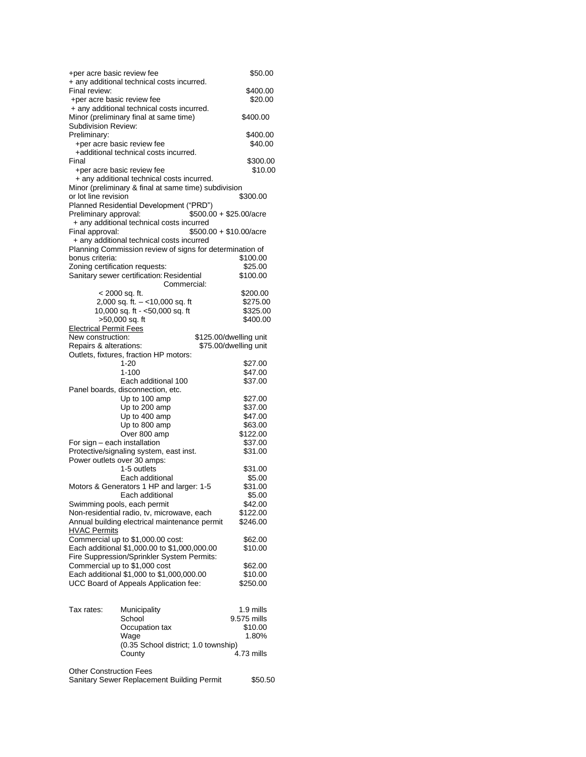| | |
|---|---|
| +per acre basic review fee | $50.00 |
| + any additional technical costs incurred. | |
| Final review: | $400.00 |
| +per acre basic review fee | $20.00 |
| + any additional technical costs incurred. | |
| Minor (preliminary final at same time) | $400.00 |
| Subdivision Review: | |
| Preliminary: | $400.00 |
| +per acre basic review fee | $40.00 |
| +additional technical costs incurred. | |
| Final | $300.00 |
| +per acre basic review fee | $10.00 |
| + any additional technical costs incurred. | |
| Minor (preliminary & final at same time) subdivision or lot line revision | $300.00 |
| Planned Residential Development ("PRD") | |
| Preliminary approval: | $500.00 + $25.00/acre |
| + any additional technical costs incurred | |
| Final approval: | $500.00 + $10.00/acre |
| + any additional technical costs incurred | |
| Planning Commission review of signs for determination of bonus criteria: | $100.00 |
| Zoning certification requests: | $25.00 |
| Sanitary sewer certification: Residential | $100.00 |
| Commercial: | |
| < 2000 sq. ft. | $200.00 |
| 2,000 sq. ft. – <10,000 sq. ft | $275.00 |
| 10,000 sq. ft - <50,000 sq. ft | $325.00 |
| >50,000 sq. ft | $400.00 |

<u>Electrical Permit Fees</u>

| | |
|---|---|
| New construction: | $125.00/dwelling unit |
| Repairs & alterations: | $75.00/dwelling unit |
| Outlets, fixtures, fraction HP motors: | |
| 1-20 | $27.00 |
| 1-100 | $47.00 |
| Each additional 100 | $37.00 |
| Panel boards, disconnection, etc. | |
| Up to 100 amp | $27.00 |
| Up to 200 amp | $37.00 |
| Up to 400 amp | $47.00 |
| Up to 800 amp | $63.00 |
| Over 800 amp | $122.00 |
| For sign – each installation | $37.00 |
| Protective/signaling system, east inst. | $31.00 |
| Power outlets over 30 amps: | |
| 1-5 outlets | $31.00 |
| Each additional | $5.00 |
| Motors & Generators 1 HP and larger: 1-5 | $31.00 |
| Each additional | $5.00 |
| Swimming pools, each permit | $42.00 |
| Non-residential radio, tv, microwave, each | $122.00 |
| Annual building electrical maintenance permit | $246.00 |

<u>HVAC Permits</u>

| | |
|---|---|
| Commercial up to $1,000.00 cost: | $62.00 |
| Each additional $1,000.00 to $1,000,000.00 | $10.00 |
| Fire Suppression/Sprinkler System Permits: | |
| Commercial up to $1,000 cost | $62.00 |
| Each additional $1,000 to $1,000,000.00 | $10.00 |
| UCC Board of Appeals Application fee: | $250.00 |

| | | |
|---|---|---|
| Tax rates: | Municipality | 1.9 mills |
| | School | 9.575 mills |
| | Occupation tax | $10.00 |
| | Wage | 1.80% |
| | (0.35 School district; 1.0 township) | |
| | County | 4.73 mills |

Other Construction Fees

| | |
|---|---|
| Sanitary Sewer Replacement Building Permit | $50.50 |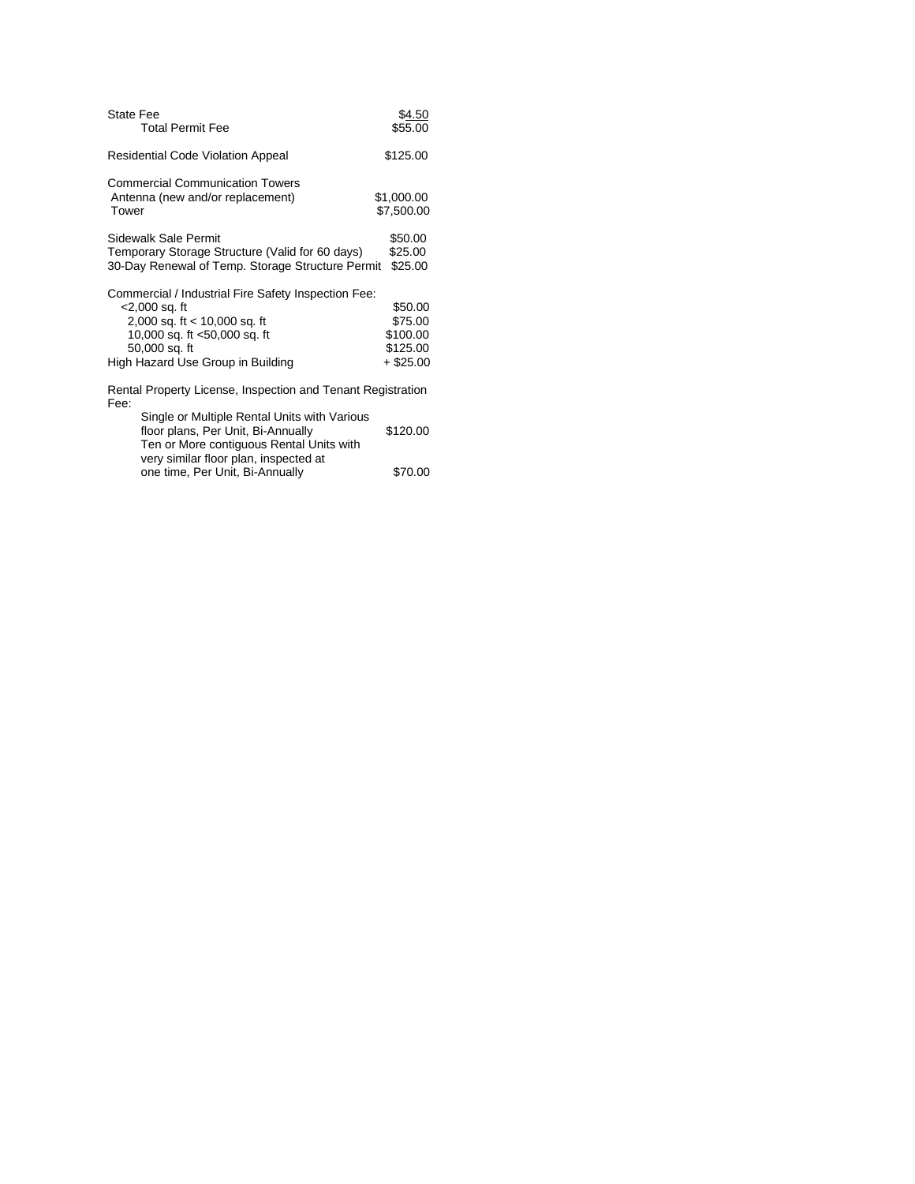| | |
|---|---|
| State Fee | $4.50 |
| Total Permit Fee | $55.00 |
| | |
| Residential Code Violation Appeal | $125.00 |
| | |
| Commercial Communication Towers | |
| Antenna (new and/or replacement) | $1,000.00 |
| Tower | $7,500.00 |
| | |
| Sidewalk Sale Permit | $50.00 |
| Temporary Storage Structure (Valid for 60 days) | $25.00 |
| 30-Day Renewal of Temp. Storage Structure Permit | $25.00 |
| | |
| Commercial / Industrial Fire Safety Inspection Fee: | |
| <2,000 sq. ft | $50.00 |
| 2,000 sq. ft < 10,000 sq. ft | $75.00 |
| 10,000 sq. ft <50,000 sq. ft | $100.00 |
| 50,000 sq. ft | $125.00 |
| High Hazard Use Group in Building | + $25.00 |
| | |
| Rental Property License, Inspection and Tenant Registration Fee: | |
| Single or Multiple Rental Units with Various floor plans, Per Unit, Bi-Annually | $120.00 |
| Ten or More contiguous Rental Units with very similar floor plan, inspected at one time, Per Unit, Bi-Annually | $70.00 |